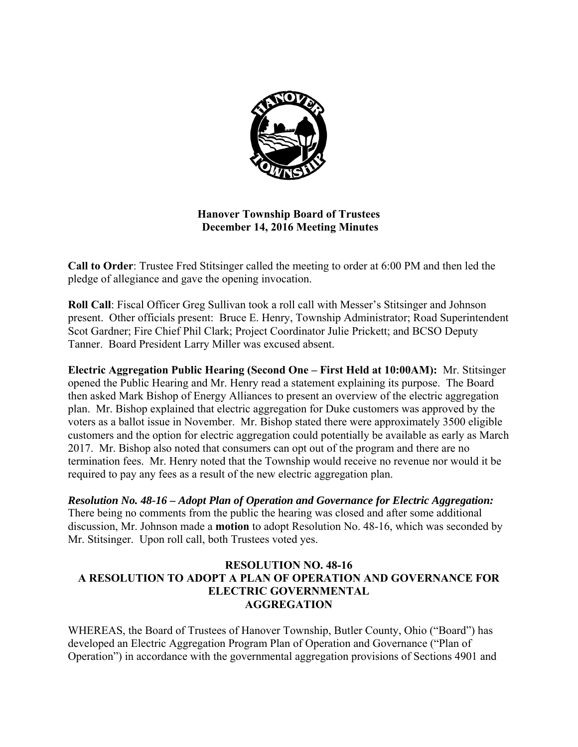# Hanover Township Board of Trustees
## December 14, 2016 Meeting Minutes

**Call to Order**: Trustee Fred Stitsinger called the meeting to order at 6:00 PM and then led the pledge of allegiance and gave the opening invocation.

**Roll Call**: Fiscal Officer Greg Sullivan took a roll call with Messer's Stitsinger and Johnson present. Other officials present: Bruce E. Henry, Township Administrator; Road Superintendent Scot Gardner; Fire Chief Phil Clark; Project Coordinator Julie Prickett; and BCSO Deputy Tanner. Board President Larry Miller was excused absent.

**Electric Aggregation Public Hearing (Second One – First Held at 10:00AM):** Mr. Stitsinger opened the Public Hearing and Mr. Henry read a statement explaining its purpose. The Board then asked Mark Bishop of Energy Alliances to present an overview of the electric aggregation plan. Mr. Bishop explained that electric aggregation for Duke customers was approved by the voters as a ballot issue in November. Mr. Bishop stated there were approximately 3500 eligible customers and the option for electric aggregation could potentially be available as early as March 2017. Mr. Bishop also noted that consumers can opt out of the program and there are no termination fees. Mr. Henry noted that the Township would receive no revenue nor would it be required to pay any fees as a result of the new electric aggregation plan.

***Resolution No. 48-16 – Adopt Plan of Operation and Governance for Electric Aggregation:*** There being no comments from the public the hearing was closed and after some additional discussion, Mr. Johnson made a **motion** to adopt Resolution No. 48-16, which was seconded by Mr. Stitsinger. Upon roll call, both Trustees voted yes.

**RESOLUTION NO. 48-16**
**A RESOLUTION TO ADOPT A PLAN OF OPERATION AND GOVERNANCE FOR ELECTRIC GOVERNMENTAL AGGREGATION**

WHEREAS, the Board of Trustees of Hanover Township, Butler County, Ohio ("Board") has developed an Electric Aggregation Program Plan of Operation and Governance ("Plan of Operation") in accordance with the governmental aggregation provisions of Sections 4901 and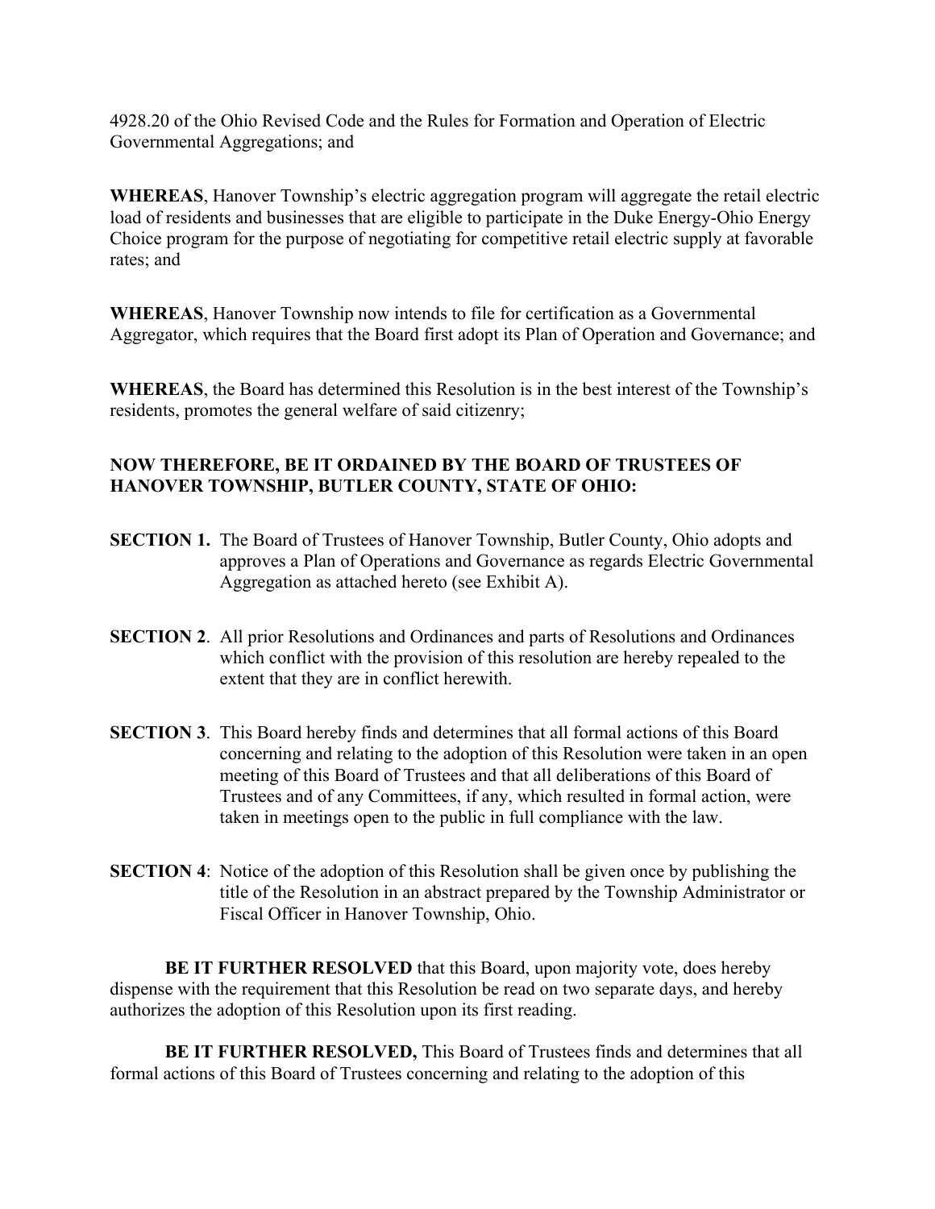4928.20 of the Ohio Revised Code and the Rules for Formation and Operation of Electric Governmental Aggregations; and

**WHEREAS**, Hanover Township's electric aggregation program will aggregate the retail electric load of residents and businesses that are eligible to participate in the Duke Energy-Ohio Energy Choice program for the purpose of negotiating for competitive retail electric supply at favorable rates; and

**WHEREAS**, Hanover Township now intends to file for certification as a Governmental Aggregator, which requires that the Board first adopt its Plan of Operation and Governance; and

**WHEREAS**, the Board has determined this Resolution is in the best interest of the Township's residents, promotes the general welfare of said citizenry;

**NOW THEREFORE, BE IT ORDAINED BY THE BOARD OF TRUSTEES OF HANOVER TOWNSHIP, BUTLER COUNTY, STATE OF OHIO:**

**SECTION 1.** The Board of Trustees of Hanover Township, Butler County, Ohio adopts and approves a Plan of Operations and Governance as regards Electric Governmental Aggregation as attached hereto (see Exhibit A).

**SECTION 2**. All prior Resolutions and Ordinances and parts of Resolutions and Ordinances which conflict with the provision of this resolution are hereby repealed to the extent that they are in conflict herewith.

**SECTION 3**. This Board hereby finds and determines that all formal actions of this Board concerning and relating to the adoption of this Resolution were taken in an open meeting of this Board of Trustees and that all deliberations of this Board of Trustees and of any Committees, if any, which resulted in formal action, were taken in meetings open to the public in full compliance with the law.

**SECTION 4**: Notice of the adoption of this Resolution shall be given once by publishing the title of the Resolution in an abstract prepared by the Township Administrator or Fiscal Officer in Hanover Township, Ohio.

**BE IT FURTHER RESOLVED** that this Board, upon majority vote, does hereby dispense with the requirement that this Resolution be read on two separate days, and hereby authorizes the adoption of this Resolution upon its first reading.

**BE IT FURTHER RESOLVED,** This Board of Trustees finds and determines that all formal actions of this Board of Trustees concerning and relating to the adoption of this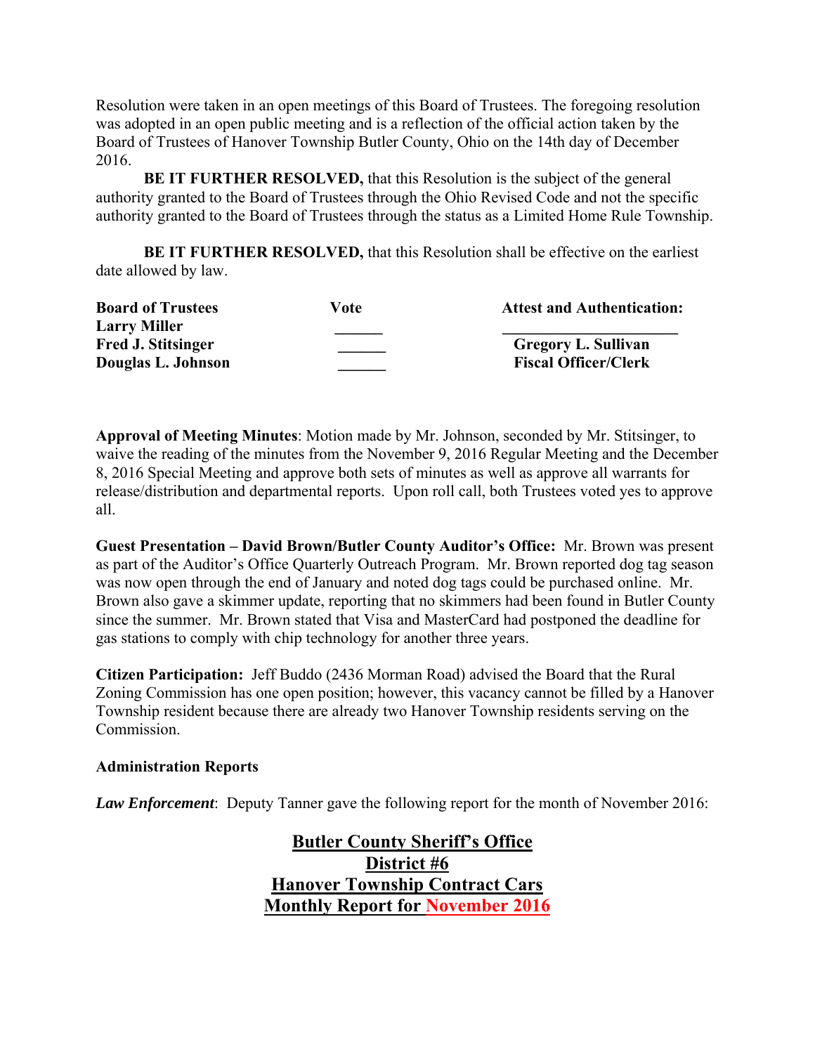Resolution were taken in an open meetings of this Board of Trustees. The foregoing resolution was adopted in an open public meeting and is a reflection of the official action taken by the Board of Trustees of Hanover Township Butler County, Ohio on the 14th day of December 2016.

**BE IT FURTHER RESOLVED,** that this Resolution is the subject of the general authority granted to the Board of Trustees through the Ohio Revised Code and not the specific authority granted to the Board of Trustees through the status as a Limited Home Rule Township.

**BE IT FURTHER RESOLVED,** that this Resolution shall be effective on the earliest date allowed by law.

| **Board of Trustees** | **Vote** | **Attest and Authentication:** |
|---|---|---|
| **Larry Miller** | ______ | ______________________ |
| **Fred J. Stitsinger** | ______ | **Gregory L. Sullivan** |
| **Douglas L. Johnson** | ______ | **Fiscal Officer/Clerk** |

**Approval of Meeting Minutes**: Motion made by Mr. Johnson, seconded by Mr. Stitsinger, to waive the reading of the minutes from the November 9, 2016 Regular Meeting and the December 8, 2016 Special Meeting and approve both sets of minutes as well as approve all warrants for release/distribution and departmental reports. Upon roll call, both Trustees voted yes to approve all.

**Guest Presentation – David Brown/Butler County Auditor's Office:** Mr. Brown was present as part of the Auditor's Office Quarterly Outreach Program. Mr. Brown reported dog tag season was now open through the end of January and noted dog tags could be purchased online. Mr. Brown also gave a skimmer update, reporting that no skimmers had been found in Butler County since the summer. Mr. Brown stated that Visa and MasterCard had postponed the deadline for gas stations to comply with chip technology for another three years.

**Citizen Participation:** Jeff Buddo (2436 Morman Road) advised the Board that the Rural Zoning Commission has one open position; however, this vacancy cannot be filled by a Hanover Township resident because there are already two Hanover Township residents serving on the Commission.

**Administration Reports**

***Law Enforcement***: Deputy Tanner gave the following report for the month of November 2016:

**Butler County Sheriff's Office**
**District #6**
**Hanover Township Contract Cars**
**Monthly Report for November 2016**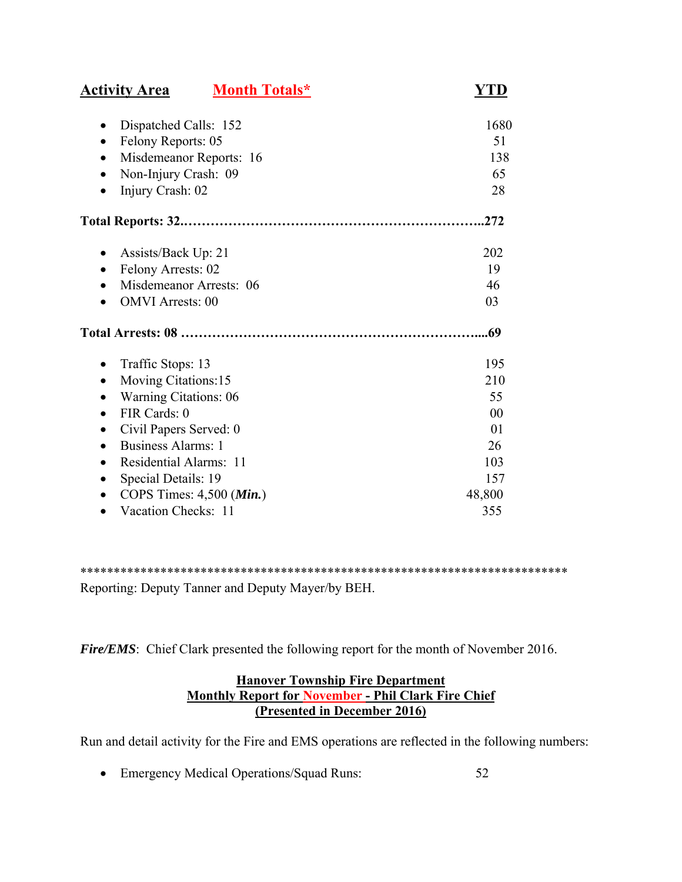**Activity Area** **Month Totals*** **YTD**

| Activity Area / Month Totals* | YTD |
|---|---|
| Dispatched Calls: 152 | 1680 |
| Felony Reports: 05 | 51 |
| Misdemeanor Reports: 16 | 138 |
| Non-Injury Crash: 09 | 65 |
| Injury Crash: 02 | 28 |
| **Total Reports: 32.** | **272** |
| Assists/Back Up: 21 | 202 |
| Felony Arrests: 02 | 19 |
| Misdemeanor Arrests: 06 | 46 |
| OMVI Arrests: 00 | 03 |
| **Total Arrests: 08** | **69** |
| Traffic Stops: 13 | 195 |
| Moving Citations:15 | 210 |
| Warning Citations: 06 | 55 |
| FIR Cards: 0 | 00 |
| Civil Papers Served: 0 | 01 |
| Business Alarms: 1 | 26 |
| Residential Alarms: 11 | 103 |
| Special Details: 19 | 157 |
| COPS Times: 4,500 (***Min.***) | 48,800 |
| Vacation Checks: 11 | 355 |

*************************************************************************
Reporting: Deputy Tanner and Deputy Mayer/by BEH.

***Fire/EMS***: Chief Clark presented the following report for the month of November 2016.

**Hanover Township Fire Department**
**Monthly Report for November - Phil Clark Fire Chief**
**(Presented in December 2016)**

Run and detail activity for the Fire and EMS operations are reflected in the following numbers:

- Emergency Medical Operations/Squad Runs: 52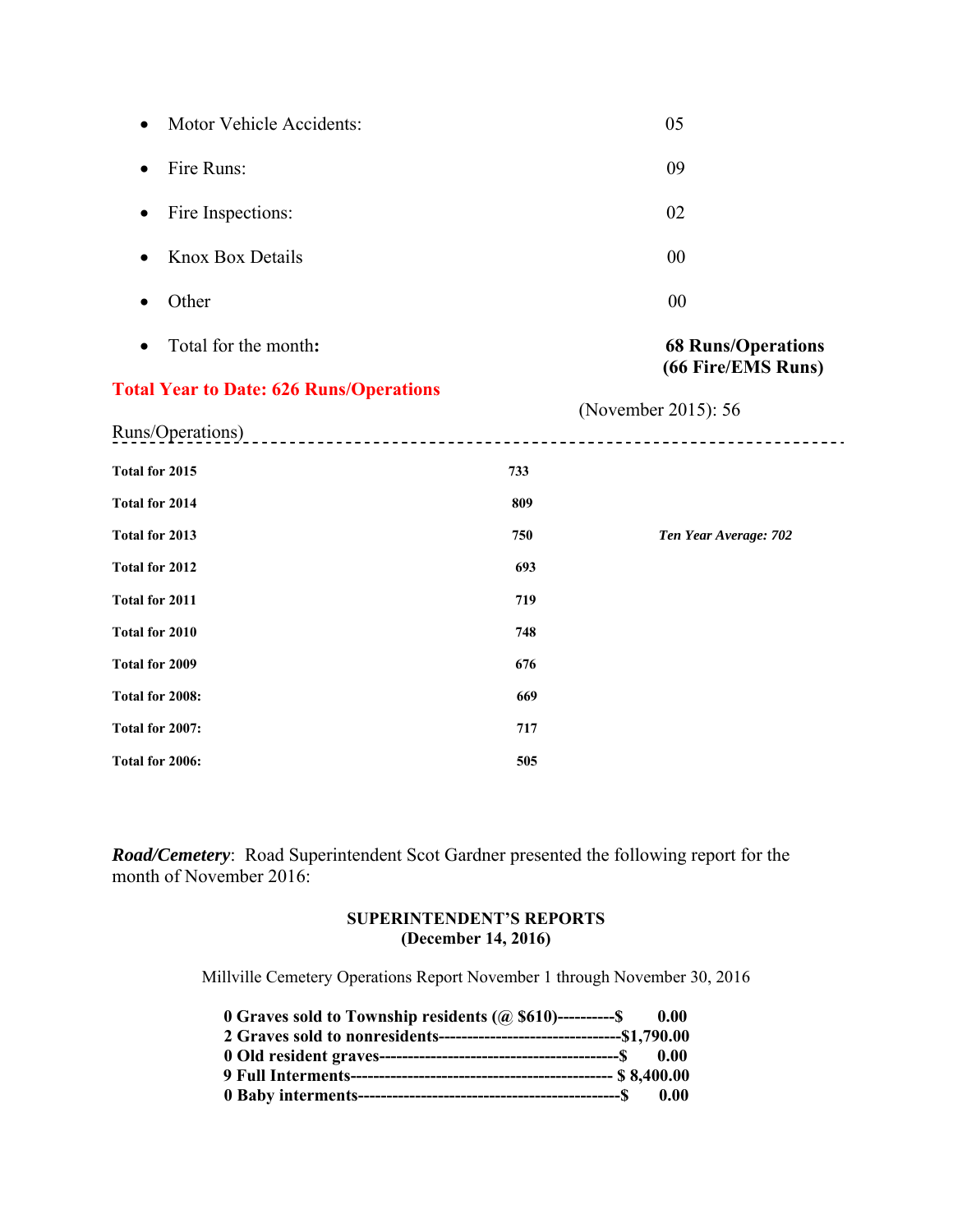- Motor Vehicle Accidents: 05
- Fire Runs: 09
- Fire Inspections: 02
- Knox Box Details 00
- Other 00
- Total for the month: **68 Runs/Operations (66 Fire/EMS Runs)**

**Total Year to Date: 626 Runs/Operations**

(November 2015): 56

Runs/Operations)

---

| | | |
|---|---|---|
| **Total for 2015** | **733** | |
| **Total for 2014** | **809** | |
| **Total for 2013** | **750** | ***Ten Year Average: 702*** |
| **Total for 2012** | **693** | |
| **Total for 2011** | **719** | |
| **Total for 2010** | **748** | |
| **Total for 2009** | **676** | |
| **Total for 2008:** | **669** | |
| **Total for 2007:** | **717** | |
| **Total for 2006:** | **505** | |

***Road/Cemetery***: Road Superintendent Scot Gardner presented the following report for the month of November 2016:

**SUPERINTENDENT'S REPORTS**
**(December 14, 2016)**

Millville Cemetery Operations Report November 1 through November 30, 2016

**0 Graves sold to Township residents (@ $610)----------$ 0.00**
**2 Graves sold to nonresidents--------------------------------$1,790.00**
**0 Old resident graves------------------------------------------$ 0.00**
**9 Full Interments---------------------------------------------- $ 8,400.00**
**0 Baby interments---------------------------------------------$ 0.00**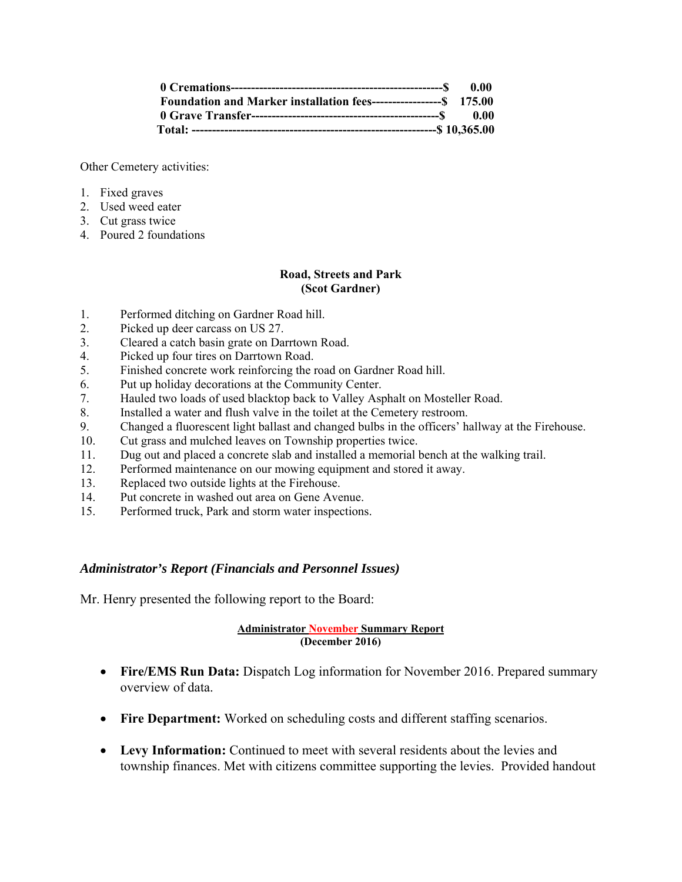**0 Cremations----------------------------------------------------$ 0.00**
**Foundation and Marker installation fees-----------------$ 175.00**
**0 Grave Transfer---------------------------------------------$ 0.00**
**Total: ---------------------------------------------------------$ 10,365.00**

Other Cemetery activities:

1. Fixed graves
2. Used weed eater
3. Cut grass twice
4. Poured 2 foundations

**Road, Streets and Park**
**(Scot Gardner)**

1. Performed ditching on Gardner Road hill.
2. Picked up deer carcass on US 27.
3. Cleared a catch basin grate on Darrtown Road.
4. Picked up four tires on Darrtown Road.
5. Finished concrete work reinforcing the road on Gardner Road hill.
6. Put up holiday decorations at the Community Center.
7. Hauled two loads of used blacktop back to Valley Asphalt on Mosteller Road.
8. Installed a water and flush valve in the toilet at the Cemetery restroom.
9. Changed a fluorescent light ballast and changed bulbs in the officers' hallway at the Firehouse.
10. Cut grass and mulched leaves on Township properties twice.
11. Dug out and placed a concrete slab and installed a memorial bench at the walking trail.
12. Performed maintenance on our mowing equipment and stored it away.
13. Replaced two outside lights at the Firehouse.
14. Put concrete in washed out area on Gene Avenue.
15. Performed truck, Park and storm water inspections.

### *Administrator's Report (Financials and Personnel Issues)*

Mr. Henry presented the following report to the Board:

**Administrator November Summary Report**
**(December 2016)**

- **Fire/EMS Run Data:** Dispatch Log information for November 2016. Prepared summary overview of data.
- **Fire Department:** Worked on scheduling costs and different staffing scenarios.
- **Levy Information:** Continued to meet with several residents about the levies and township finances. Met with citizens committee supporting the levies. Provided handout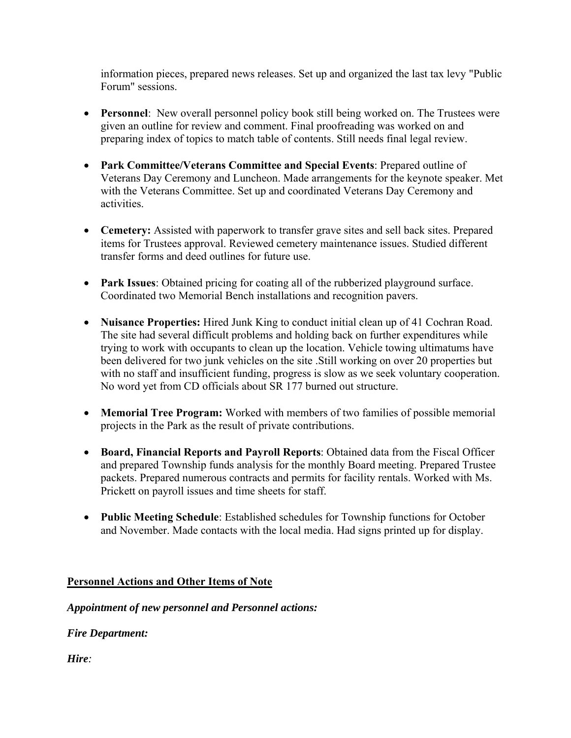information pieces, prepared news releases. Set up and organized the last tax levy "Public Forum" sessions.

- **Personnel**: New overall personnel policy book still being worked on. The Trustees were given an outline for review and comment. Final proofreading was worked on and preparing index of topics to match table of contents. Still needs final legal review.

- **Park Committee/Veterans Committee and Special Events**: Prepared outline of Veterans Day Ceremony and Luncheon. Made arrangements for the keynote speaker. Met with the Veterans Committee. Set up and coordinated Veterans Day Ceremony and activities.

- **Cemetery:** Assisted with paperwork to transfer grave sites and sell back sites. Prepared items for Trustees approval. Reviewed cemetery maintenance issues. Studied different transfer forms and deed outlines for future use.

- **Park Issues**: Obtained pricing for coating all of the rubberized playground surface. Coordinated two Memorial Bench installations and recognition pavers.

- **Nuisance Properties:** Hired Junk King to conduct initial clean up of 41 Cochran Road. The site had several difficult problems and holding back on further expenditures while trying to work with occupants to clean up the location. Vehicle towing ultimatums have been delivered for two junk vehicles on the site .Still working on over 20 properties but with no staff and insufficient funding, progress is slow as we seek voluntary cooperation. No word yet from CD officials about SR 177 burned out structure.

- **Memorial Tree Program:** Worked with members of two families of possible memorial projects in the Park as the result of private contributions.

- **Board, Financial Reports and Payroll Reports**: Obtained data from the Fiscal Officer and prepared Township funds analysis for the monthly Board meeting. Prepared Trustee packets. Prepared numerous contracts and permits for facility rentals. Worked with Ms. Prickett on payroll issues and time sheets for staff.

- **Public Meeting Schedule**: Established schedules for Township functions for October and November. Made contacts with the local media. Had signs printed up for display.

## Personnel Actions and Other Items of Note

***Appointment of new personnel and Personnel actions:***

***Fire Department:***

***Hire:***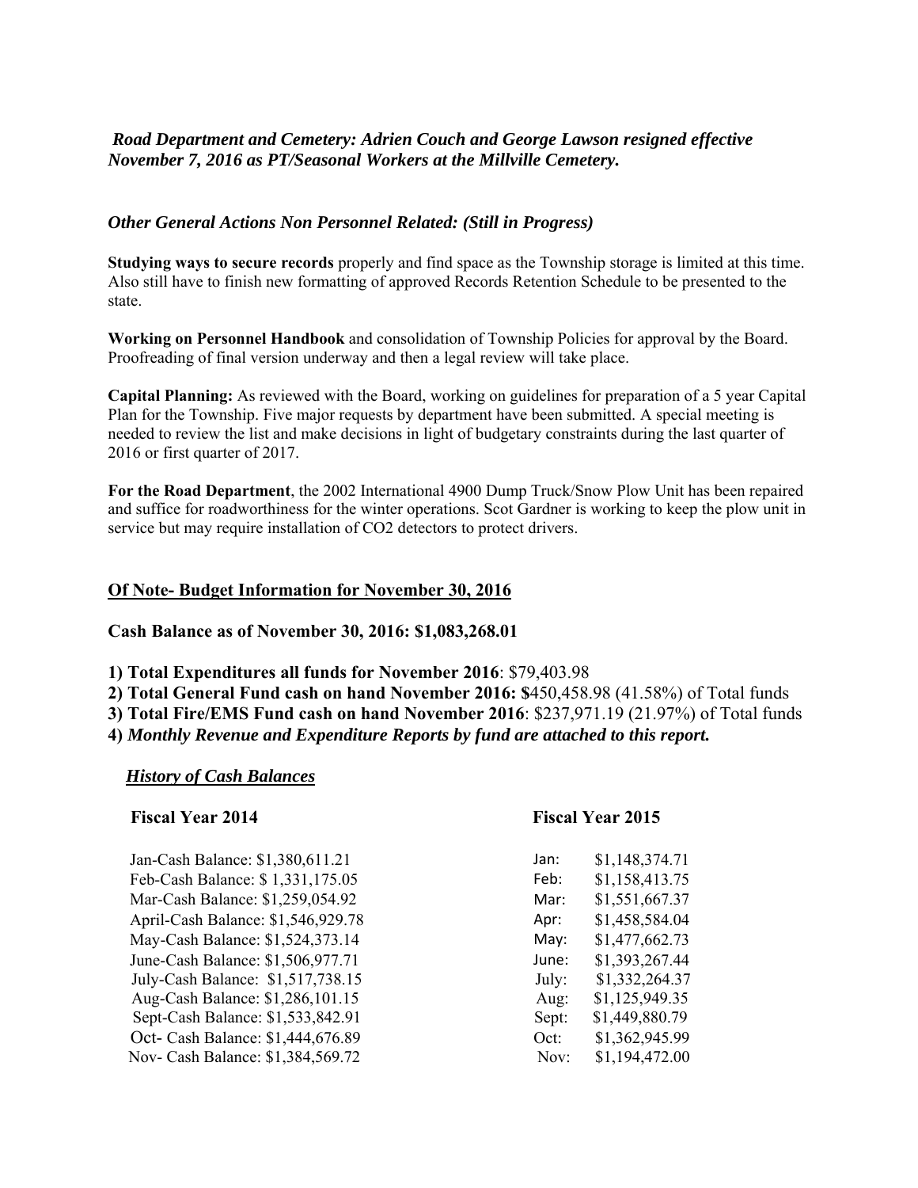*Road Department and Cemetery: Adrien Couch and George Lawson resigned effective November 7, 2016 as PT/Seasonal Workers at the Millville Cemetery.*

*Other General Actions Non Personnel Related: (Still in Progress)*

**Studying ways to secure records** properly and find space as the Township storage is limited at this time. Also still have to finish new formatting of approved Records Retention Schedule to be presented to the state.

**Working on Personnel Handbook** and consolidation of Township Policies for approval by the Board. Proofreading of final version underway and then a legal review will take place.

**Capital Planning:** As reviewed with the Board, working on guidelines for preparation of a 5 year Capital Plan for the Township. Five major requests by department have been submitted. A special meeting is needed to review the list and make decisions in light of budgetary constraints during the last quarter of 2016 or first quarter of 2017.

**For the Road Department**, the 2002 International 4900 Dump Truck/Snow Plow Unit has been repaired and suffice for roadworthiness for the winter operations. Scot Gardner is working to keep the plow unit in service but may require installation of $CO_2$ detectors to protect drivers.

**Of Note- Budget Information for November 30, 2016**

**Cash Balance as of November 30, 2016: $1,083,268.01**

**1) Total Expenditures all funds for November 2016**: $79,403.98
**2) Total General Fund cash on hand November 2016: $**450,458.98 (41.58%) of Total funds
**3) Total Fire/EMS Fund cash on hand November 2016**: $237,971.19 (21.97%) of Total funds
**4)** ***Monthly Revenue and Expenditure Reports by fund are attached to this report.***

***History of Cash Balances***

| **Fiscal Year 2014** | **Fiscal Year 2015** | |
|---|---|---|
| Jan-Cash Balance: $1,380,611.21 | Jan: | $1,148,374.71 |
| Feb-Cash Balance: $ 1,331,175.05 | Feb: | $1,158,413.75 |
| Mar-Cash Balance: $1,259,054.92 | Mar: | $1,551,667.37 |
| April-Cash Balance: $1,546,929.78 | Apr: | $1,458,584.04 |
| May-Cash Balance: $1,524,373.14 | May: | $1,477,662.73 |
| June-Cash Balance: $1,506,977.71 | June: | $1,393,267.44 |
| July-Cash Balance: $1,517,738.15 | July: | $1,332,264.37 |
| Aug-Cash Balance: $1,286,101.15 | Aug: | $1,125,949.35 |
| Sept-Cash Balance: $1,533,842.91 | Sept: | $1,449,880.79 |
| Oct- Cash Balance: $1,444,676.89 | Oct: | $1,362,945.99 |
| Nov- Cash Balance: $1,384,569.72 | Nov: | $1,194,472.00 |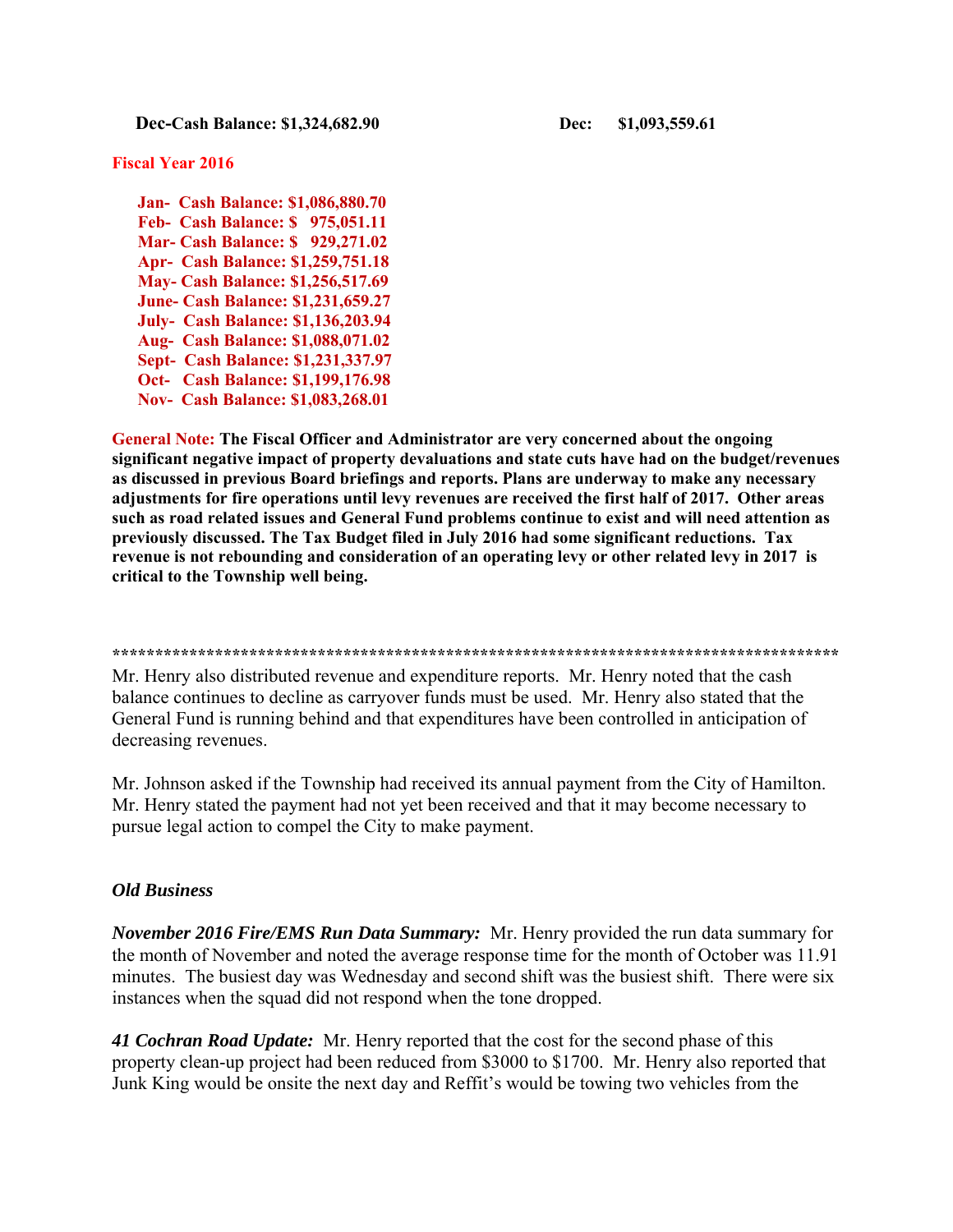**Dec-Cash Balance: $1,324,682.90** **Dec: $1,093,559.61**

**Fiscal Year 2016**

**Jan- Cash Balance: $1,086,880.70**
**Feb- Cash Balance: $ 975,051.11**
**Mar- Cash Balance: $ 929,271.02**
**Apr- Cash Balance: $1,259,751.18**
**May- Cash Balance: $1,256,517.69**
**June- Cash Balance: $1,231,659.27**
**July- Cash Balance: $1,136,203.94**
**Aug- Cash Balance: $1,088,071.02**
**Sept- Cash Balance: $1,231,337.97**
**Oct- Cash Balance: $1,199,176.98**
**Nov- Cash Balance: $1,083,268.01**

**General Note: The Fiscal Officer and Administrator are very concerned about the ongoing significant negative impact of property devaluations and state cuts have had on the budget/revenues as discussed in previous Board briefings and reports. Plans are underway to make any necessary adjustments for fire operations until levy revenues are received the first half of 2017. Other areas such as road related issues and General Fund problems continue to exist and will need attention as previously discussed. The Tax Budget filed in July 2016 had some significant reductions. Tax revenue is not rebounding and consideration of an operating levy or other related levy in 2017 is critical to the Township well being.**

**************************************************************************************

Mr. Henry also distributed revenue and expenditure reports. Mr. Henry noted that the cash balance continues to decline as carryover funds must be used. Mr. Henry also stated that the General Fund is running behind and that expenditures have been controlled in anticipation of decreasing revenues.

Mr. Johnson asked if the Township had received its annual payment from the City of Hamilton. Mr. Henry stated the payment had not yet been received and that it may become necessary to pursue legal action to compel the City to make payment.

***Old Business***

***November 2016 Fire/EMS Run Data Summary:*** Mr. Henry provided the run data summary for the month of November and noted the average response time for the month of October was 11.91 minutes. The busiest day was Wednesday and second shift was the busiest shift. There were six instances when the squad did not respond when the tone dropped.

***41 Cochran Road Update:*** Mr. Henry reported that the cost for the second phase of this property clean-up project had been reduced from $3000 to $1700. Mr. Henry also reported that Junk King would be onsite the next day and Reffit's would be towing two vehicles from the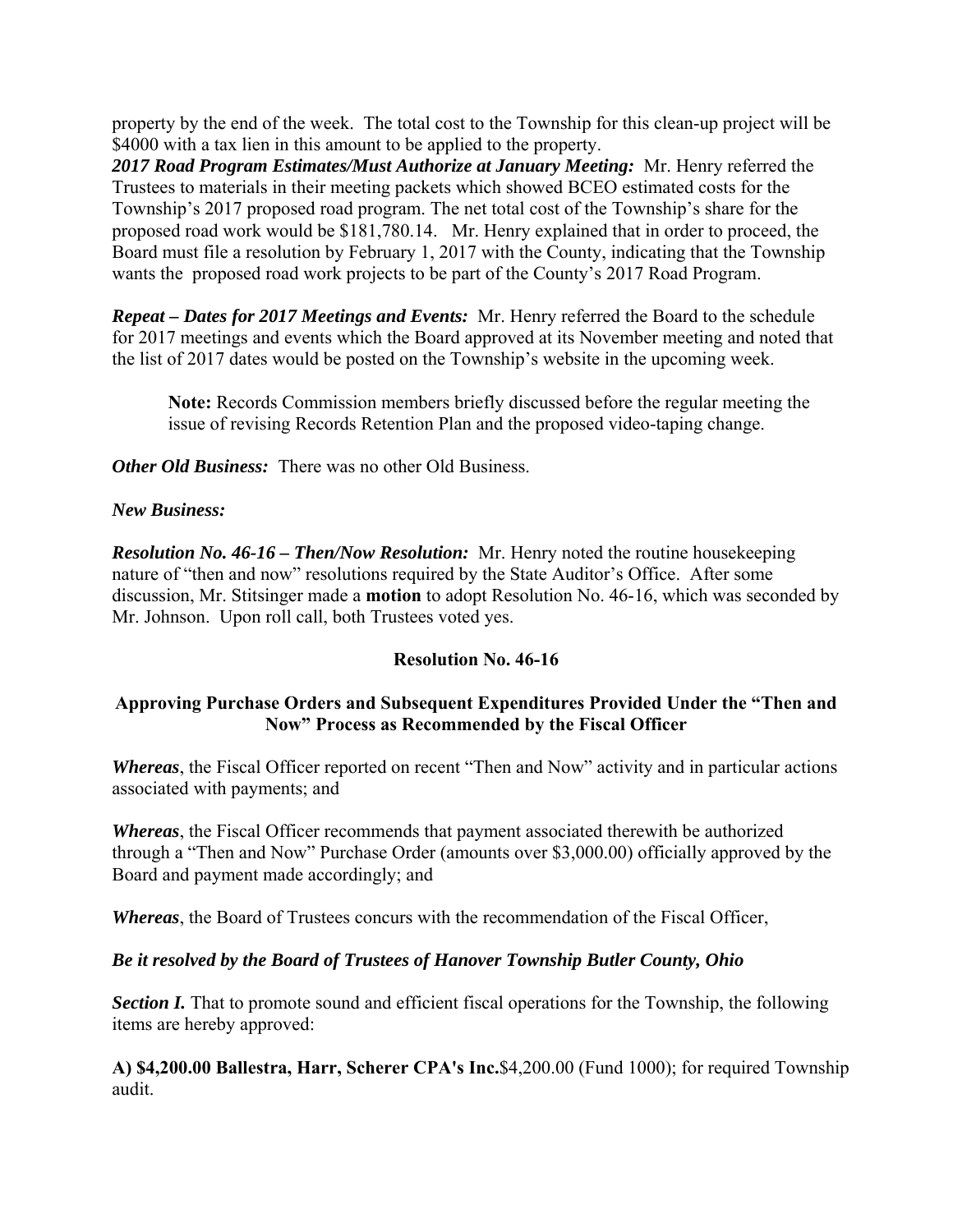property by the end of the week. The total cost to the Township for this clean-up project will be $4000 with a tax lien in this amount to be applied to the property.

***2017 Road Program Estimates/Must Authorize at January Meeting:*** Mr. Henry referred the Trustees to materials in their meeting packets which showed BCEO estimated costs for the Township's 2017 proposed road program. The net total cost of the Township's share for the proposed road work would be $181,780.14. Mr. Henry explained that in order to proceed, the Board must file a resolution by February 1, 2017 with the County, indicating that the Township wants the proposed road work projects to be part of the County's 2017 Road Program.

***Repeat – Dates for 2017 Meetings and Events:*** Mr. Henry referred the Board to the schedule for 2017 meetings and events which the Board approved at its November meeting and noted that the list of 2017 dates would be posted on the Township's website in the upcoming week.

> **Note:** Records Commission members briefly discussed before the regular meeting the issue of revising Records Retention Plan and the proposed video-taping change.

***Other Old Business:*** There was no other Old Business.

***New Business:***

***Resolution No. 46-16 – Then/Now Resolution:*** Mr. Henry noted the routine housekeeping nature of "then and now" resolutions required by the State Auditor's Office. After some discussion, Mr. Stitsinger made a **motion** to adopt Resolution No. 46-16, which was seconded by Mr. Johnson. Upon roll call, both Trustees voted yes.

**Resolution No. 46-16**

**Approving Purchase Orders and Subsequent Expenditures Provided Under the "Then and Now" Process as Recommended by the Fiscal Officer**

***Whereas***, the Fiscal Officer reported on recent "Then and Now" activity and in particular actions associated with payments; and

***Whereas***, the Fiscal Officer recommends that payment associated therewith be authorized through a "Then and Now" Purchase Order (amounts over $3,000.00) officially approved by the Board and payment made accordingly; and

***Whereas***, the Board of Trustees concurs with the recommendation of the Fiscal Officer,

***Be it resolved by the Board of Trustees of Hanover Township Butler County, Ohio***

***Section I.*** That to promote sound and efficient fiscal operations for the Township, the following items are hereby approved:

**A) $4,200.00 Ballestra, Harr, Scherer CPA's Inc.**$4,200.00 (Fund 1000); for required Township audit.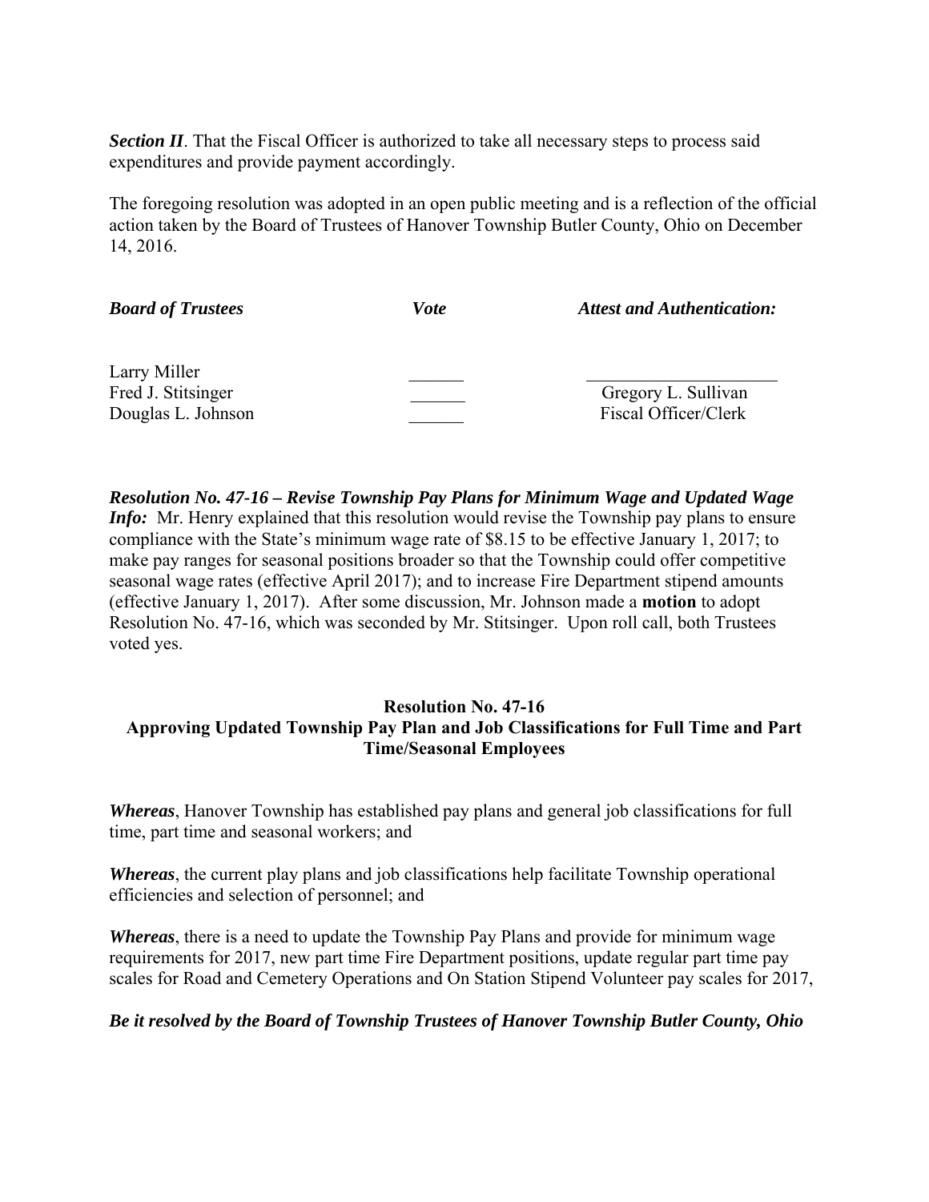***Section II***. That the Fiscal Officer is authorized to take all necessary steps to process said expenditures and provide payment accordingly.

The foregoing resolution was adopted in an open public meeting and is a reflection of the official action taken by the Board of Trustees of Hanover Township Butler County, Ohio on December 14, 2016.

| ***Board of Trustees*** | ***Vote*** | ***Attest and Authentication:*** |
|---|---|---|
| Larry Miller | ______ | ____________________ |
| Fred J. Stitsinger | ______ | Gregory L. Sullivan |
| Douglas L. Johnson | ______ | Fiscal Officer/Clerk |

***Resolution No. 47-16 – Revise Township Pay Plans for Minimum Wage and Updated Wage Info:*** Mr. Henry explained that this resolution would revise the Township pay plans to ensure compliance with the State's minimum wage rate of $8.15 to be effective January 1, 2017; to make pay ranges for seasonal positions broader so that the Township could offer competitive seasonal wage rates (effective April 2017); and to increase Fire Department stipend amounts (effective January 1, 2017). After some discussion, Mr. Johnson made a **motion** to adopt Resolution No. 47-16, which was seconded by Mr. Stitsinger. Upon roll call, both Trustees voted yes.

**Resolution No. 47-16**
**Approving Updated Township Pay Plan and Job Classifications for Full Time and Part Time/Seasonal Employees**

***Whereas***, Hanover Township has established pay plans and general job classifications for full time, part time and seasonal workers; and

***Whereas***, the current play plans and job classifications help facilitate Township operational efficiencies and selection of personnel; and

***Whereas***, there is a need to update the Township Pay Plans and provide for minimum wage requirements for 2017, new part time Fire Department positions, update regular part time pay scales for Road and Cemetery Operations and On Station Stipend Volunteer pay scales for 2017,

***Be it resolved by the Board of Township Trustees of Hanover Township Butler County, Ohio***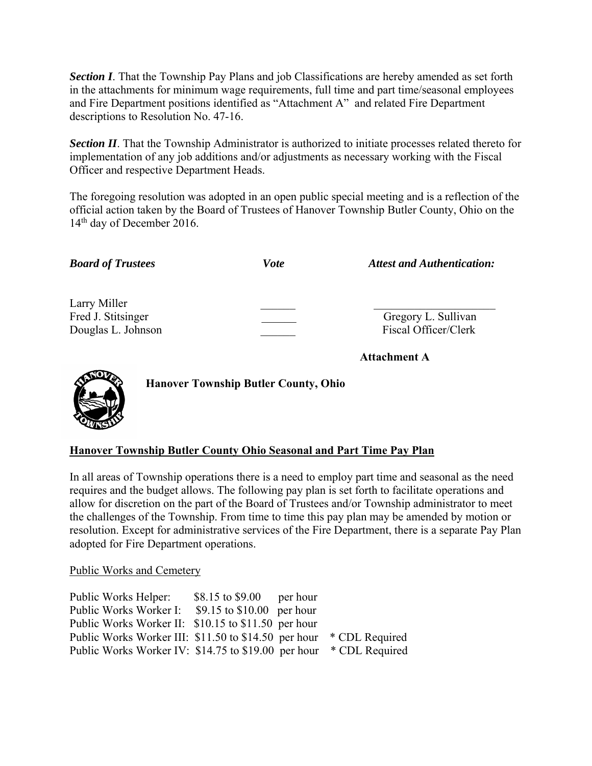***Section I***. That the Township Pay Plans and job Classifications are hereby amended as set forth in the attachments for minimum wage requirements, full time and part time/seasonal employees and Fire Department positions identified as "Attachment A" and related Fire Department descriptions to Resolution No. 47-16.

***Section II***. That the Township Administrator is authorized to initiate processes related thereto for implementation of any job additions and/or adjustments as necessary working with the Fiscal Officer and respective Department Heads.

The foregoing resolution was adopted in an open public special meeting and is a reflection of the official action taken by the Board of Trustees of Hanover Township Butler County, Ohio on the 14th day of December 2016.

| ***Board of Trustees*** | ***Vote*** | ***Attest and Authentication:*** |
|---|---|---|
| Larry Miller | ______ | ____________________ |
| Fred J. Stitsinger | ______ | Gregory L. Sullivan |
| Douglas L. Johnson | ______ | Fiscal Officer/Clerk |

**Attachment A**

**Hanover Township Butler County, Ohio**

**<u>Hanover Township Butler County Ohio Seasonal and Part Time Pay Plan</u>**

In all areas of Township operations there is a need to employ part time and seasonal as the need requires and the budget allows. The following pay plan is set forth to facilitate operations and allow for discretion on the part of the Board of Trustees and/or Township administrator to meet the challenges of the Township. From time to time this pay plan may be amended by motion or resolution. Except for administrative services of the Fire Department, there is a separate Pay Plan adopted for Fire Department operations.

<u>Public Works and Cemetery</u>

| | | | |
|---|---|---|---|
| Public Works Helper: | $8.15 to $9.00 | per hour | |
| Public Works Worker I: | $9.15 to $10.00 | per hour | |
| Public Works Worker II: | $10.15 to $11.50 | per hour | |
| Public Works Worker III: | $11.50 to $14.50 | per hour | * CDL Required |
| Public Works Worker IV: | $14.75 to $19.00 | per hour | * CDL Required |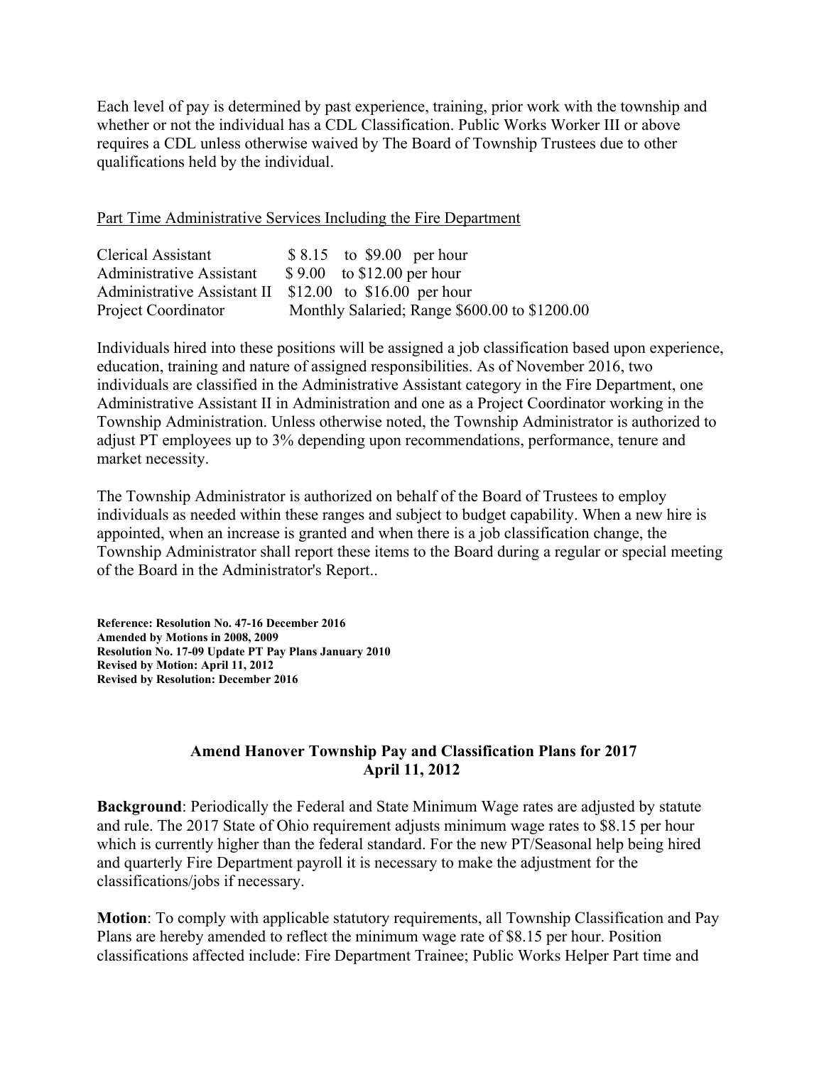Each level of pay is determined by past experience, training, prior work with the township and whether or not the individual has a CDL Classification. Public Works Worker III or above requires a CDL unless otherwise waived by The Board of Township Trustees due to other qualifications held by the individual.

Part Time Administrative Services Including the Fire Department

| | |
|---|---|
| Clerical Assistant | $ 8.15 to $9.00 per hour |
| Administrative Assistant | $ 9.00 to $12.00 per hour |
| Administrative Assistant II | $12.00 to $16.00 per hour |
| Project Coordinator | Monthly Salaried; Range $600.00 to $1200.00 |

Individuals hired into these positions will be assigned a job classification based upon experience, education, training and nature of assigned responsibilities. As of November 2016, two individuals are classified in the Administrative Assistant category in the Fire Department, one Administrative Assistant II in Administration and one as a Project Coordinator working in the Township Administration. Unless otherwise noted, the Township Administrator is authorized to adjust PT employees up to 3% depending upon recommendations, performance, tenure and market necessity.

The Township Administrator is authorized on behalf of the Board of Trustees to employ individuals as needed within these ranges and subject to budget capability. When a new hire is appointed, when an increase is granted and when there is a job classification change, the Township Administrator shall report these items to the Board during a regular or special meeting of the Board in the Administrator's Report..

**Reference: Resolution No. 47-16 December 2016**
**Amended by Motions in 2008, 2009**
**Resolution No. 17-09 Update PT Pay Plans January 2010**
**Revised by Motion: April 11, 2012**
**Revised by Resolution: December 2016**

## Amend Hanover Township Pay and Classification Plans for 2017
## April 11, 2012

**Background**: Periodically the Federal and State Minimum Wage rates are adjusted by statute and rule. The 2017 State of Ohio requirement adjusts minimum wage rates to $8.15 per hour which is currently higher than the federal standard. For the new PT/Seasonal help being hired and quarterly Fire Department payroll it is necessary to make the adjustment for the classifications/jobs if necessary.

**Motion**: To comply with applicable statutory requirements, all Township Classification and Pay Plans are hereby amended to reflect the minimum wage rate of $8.15 per hour. Position classifications affected include: Fire Department Trainee; Public Works Helper Part time and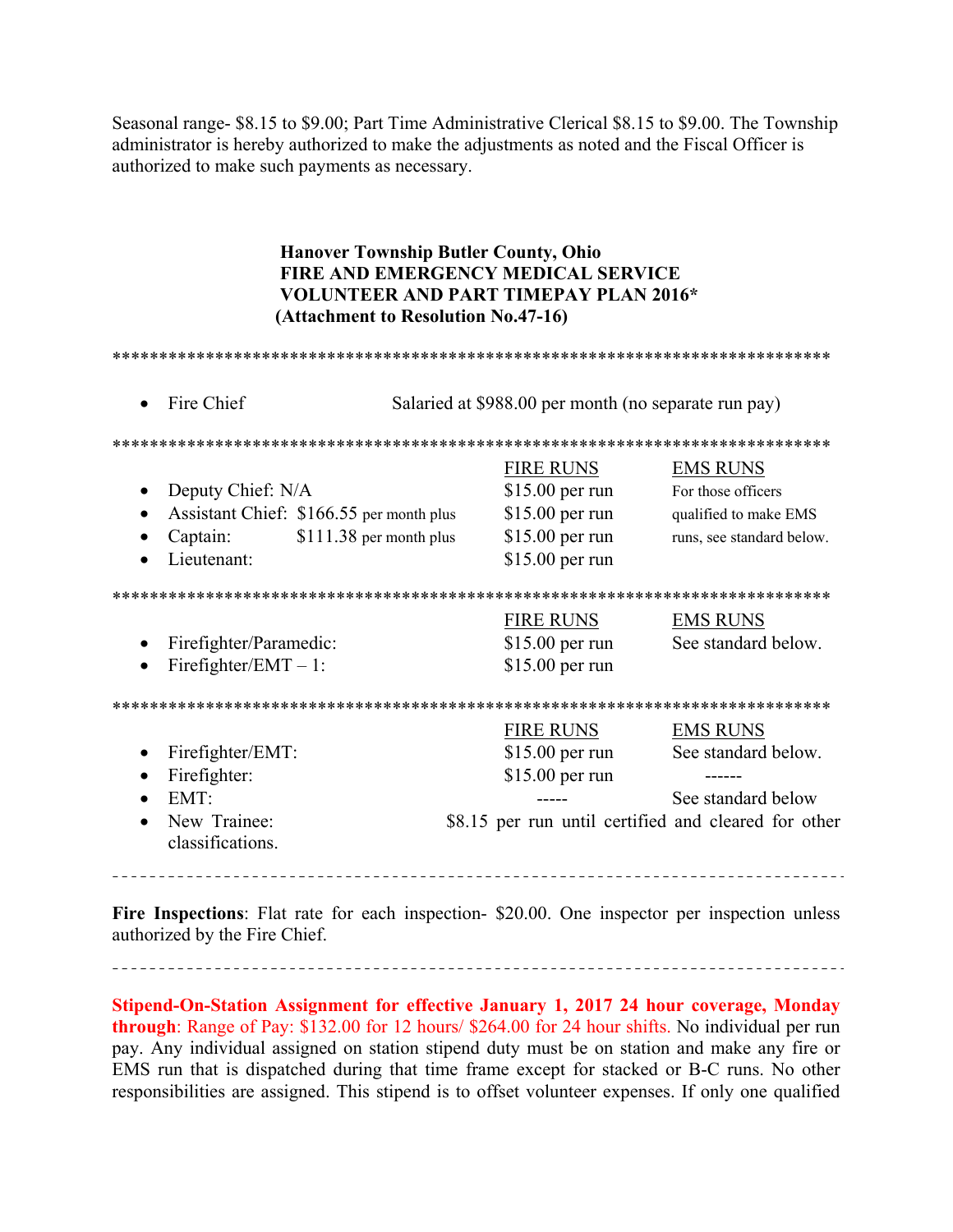Seasonal range- $8.15 to $9.00; Part Time Administrative Clerical $8.15 to $9.00. The Township administrator is hereby authorized to make the adjustments as noted and the Fiscal Officer is authorized to make such payments as necessary.

**Hanover Township Butler County, Ohio**
**FIRE AND EMERGENCY MEDICAL SERVICE**
**VOLUNTEER AND PART TIMEPAY PLAN 2016***
**(Attachment to Resolution No.47-16)**

*******************************************************************************

- Fire Chief — Salaried at $988.00 per month (no separate run pay)

*******************************************************************************

| | FIRE RUNS | EMS RUNS |
|---|---|---|
| Deputy Chief: N/A | $15.00 per run | For those officers |
| Assistant Chief: $166.55 per month plus | $15.00 per run | qualified to make EMS |
| Captain: $111.38 per month plus | $15.00 per run | runs, see standard below. |
| Lieutenant: | $15.00 per run | |

*******************************************************************************

| | FIRE RUNS | EMS RUNS |
|---|---|---|
| Firefighter/Paramedic: | $15.00 per run | See standard below. |
| Firefighter/EMT – 1: | $15.00 per run | |

*******************************************************************************

| | FIRE RUNS | EMS RUNS |
|---|---|---|
| Firefighter/EMT: | $15.00 per run | See standard below. |
| Firefighter: | $15.00 per run | ------ |
| EMT: | ----- | See standard below |
| New Trainee: | $8.15 per run until certified and cleared for other classifications. | |

---

**Fire Inspections**: Flat rate for each inspection- $20.00. One inspector per inspection unless authorized by the Fire Chief.

---

**Stipend-On-Station Assignment for effective January 1, 2017 24 hour coverage, Monday through**: Range of Pay: $132.00 for 12 hours/ $264.00 for 24 hour shifts. No individual per run pay. Any individual assigned on station stipend duty must be on station and make any fire or EMS run that is dispatched during that time frame except for stacked or B-C runs. No other responsibilities are assigned. This stipend is to offset volunteer expenses. If only one qualified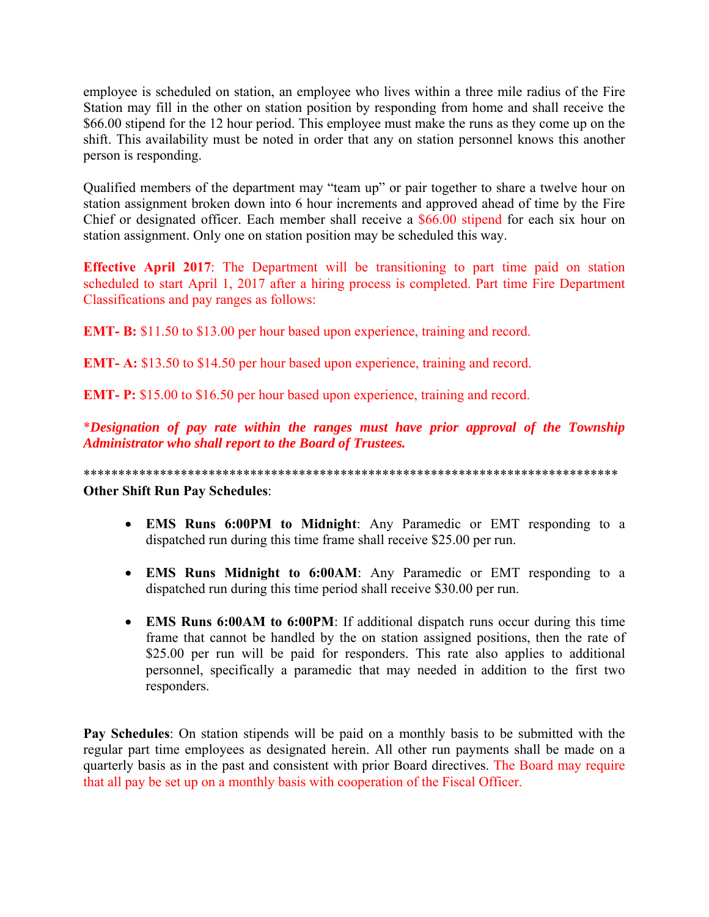employee is scheduled on station, an employee who lives within a three mile radius of the Fire Station may fill in the other on station position by responding from home and shall receive the $66.00 stipend for the 12 hour period. This employee must make the runs as they come up on the shift. This availability must be noted in order that any on station personnel knows this another person is responding.

Qualified members of the department may "team up" or pair together to share a twelve hour on station assignment broken down into 6 hour increments and approved ahead of time by the Fire Chief or designated officer. Each member shall receive a $66.00 stipend for each six hour on station assignment. Only one on station position may be scheduled this way.

**Effective April 2017**: The Department will be transitioning to part time paid on station scheduled to start April 1, 2017 after a hiring process is completed. Part time Fire Department Classifications and pay ranges as follows:

**EMT- B:** $11.50 to $13.00 per hour based upon experience, training and record.

**EMT- A:** $13.50 to $14.50 per hour based upon experience, training and record.

**EMT- P:** $15.00 to $16.50 per hour based upon experience, training and record.

*\*Designation of pay rate within the ranges must have prior approval of the Township Administrator who shall report to the Board of Trustees.*

******************************************************************************

**Other Shift Run Pay Schedules**:

- **EMS Runs 6:00PM to Midnight**: Any Paramedic or EMT responding to a dispatched run during this time frame shall receive $25.00 per run.
- **EMS Runs Midnight to 6:00AM**: Any Paramedic or EMT responding to a dispatched run during this time period shall receive $30.00 per run.
- **EMS Runs 6:00AM to 6:00PM**: If additional dispatch runs occur during this time frame that cannot be handled by the on station assigned positions, then the rate of $25.00 per run will be paid for responders. This rate also applies to additional personnel, specifically a paramedic that may needed in addition to the first two responders.

**Pay Schedules**: On station stipends will be paid on a monthly basis to be submitted with the regular part time employees as designated herein. All other run payments shall be made on a quarterly basis as in the past and consistent with prior Board directives. The Board may require that all pay be set up on a monthly basis with cooperation of the Fiscal Officer.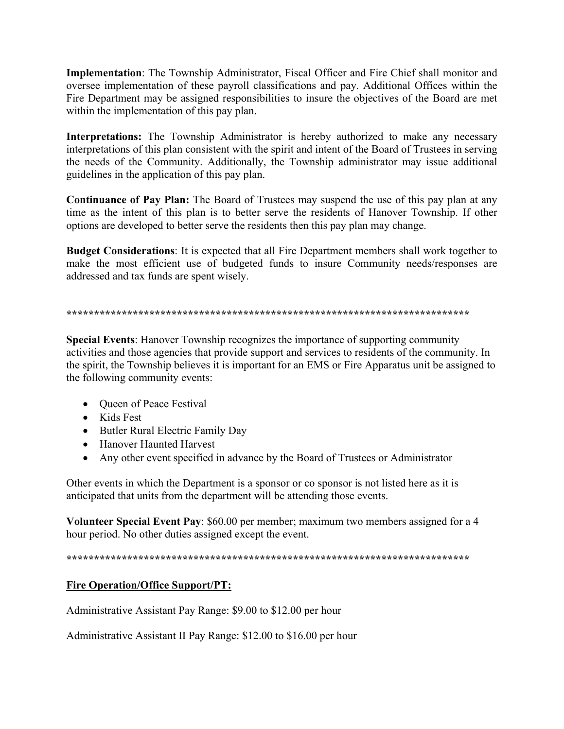**Implementation**: The Township Administrator, Fiscal Officer and Fire Chief shall monitor and oversee implementation of these payroll classifications and pay. Additional Offices within the Fire Department may be assigned responsibilities to insure the objectives of the Board are met within the implementation of this pay plan.

**Interpretations:** The Township Administrator is hereby authorized to make any necessary interpretations of this plan consistent with the spirit and intent of the Board of Trustees in serving the needs of the Community. Additionally, the Township administrator may issue additional guidelines in the application of this pay plan.

**Continuance of Pay Plan:** The Board of Trustees may suspend the use of this pay plan at any time as the intent of this plan is to better serve the residents of Hanover Township. If other options are developed to better serve the residents then this pay plan may change.

**Budget Considerations**: It is expected that all Fire Department members shall work together to make the most efficient use of budgeted funds to insure Community needs/responses are addressed and tax funds are spent wisely.

****************************************************************************

**Special Events**: Hanover Township recognizes the importance of supporting community activities and those agencies that provide support and services to residents of the community. In the spirit, the Township believes it is important for an EMS or Fire Apparatus unit be assigned to the following community events:

- Queen of Peace Festival
- Kids Fest
- Butler Rural Electric Family Day
- Hanover Haunted Harvest
- Any other event specified in advance by the Board of Trustees or Administrator

Other events in which the Department is a sponsor or co sponsor is not listed here as it is anticipated that units from the department will be attending those events.

**Volunteer Special Event Pay**: $60.00 per member; maximum two members assigned for a 4 hour period. No other duties assigned except the event.

****************************************************************************

**<u>Fire Operation/Office Support/PT:</u>**

Administrative Assistant Pay Range: $9.00 to $12.00 per hour

Administrative Assistant II Pay Range: $12.00 to $16.00 per hour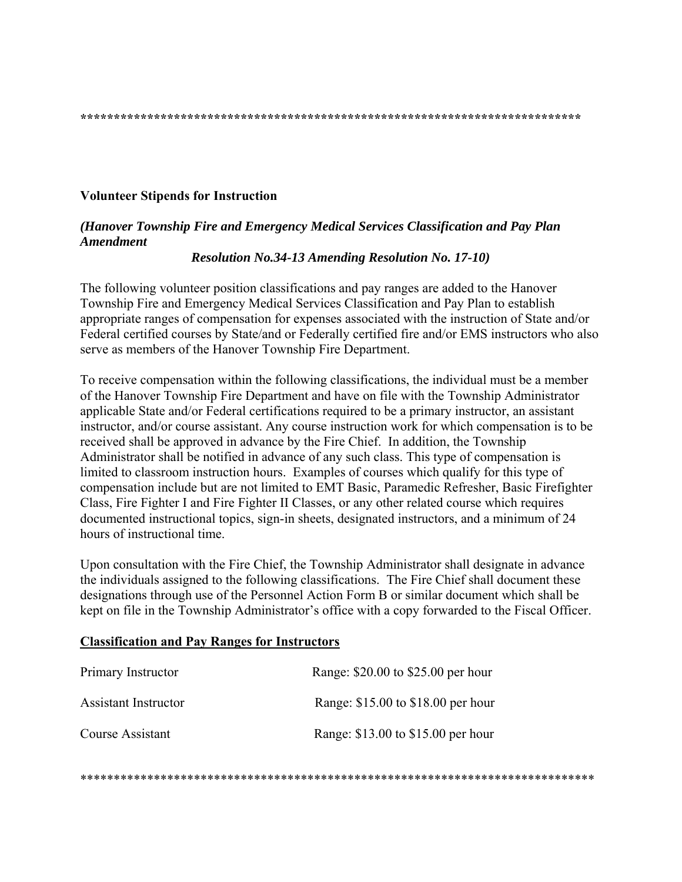*****************************************************************************

**Volunteer Stipends for Instruction**

***(Hanover Township Fire and Emergency Medical Services Classification and Pay Plan Amendment***
***Resolution No.34-13 Amending Resolution No. 17-10)***

The following volunteer position classifications and pay ranges are added to the Hanover Township Fire and Emergency Medical Services Classification and Pay Plan to establish appropriate ranges of compensation for expenses associated with the instruction of State and/or Federal certified courses by State/and or Federally certified fire and/or EMS instructors who also serve as members of the Hanover Township Fire Department.

To receive compensation within the following classifications, the individual must be a member of the Hanover Township Fire Department and have on file with the Township Administrator applicable State and/or Federal certifications required to be a primary instructor, an assistant instructor, and/or course assistant. Any course instruction work for which compensation is to be received shall be approved in advance by the Fire Chief. In addition, the Township Administrator shall be notified in advance of any such class. This type of compensation is limited to classroom instruction hours. Examples of courses which qualify for this type of compensation include but are not limited to EMT Basic, Paramedic Refresher, Basic Firefighter Class, Fire Fighter I and Fire Fighter II Classes, or any other related course which requires documented instructional topics, sign-in sheets, designated instructors, and a minimum of 24 hours of instructional time.

Upon consultation with the Fire Chief, the Township Administrator shall designate in advance the individuals assigned to the following classifications. The Fire Chief shall document these designations through use of the Personnel Action Form B or similar document which shall be kept on file in the Township Administrator's office with a copy forwarded to the Fiscal Officer.

**Classification and Pay Ranges for Instructors**

| | |
|---|---|
| Primary Instructor | Range: $20.00 to $25.00 per hour |
| Assistant Instructor | Range: $15.00 to $18.00 per hour |
| Course Assistant | Range: $13.00 to $15.00 per hour |

*****************************************************************************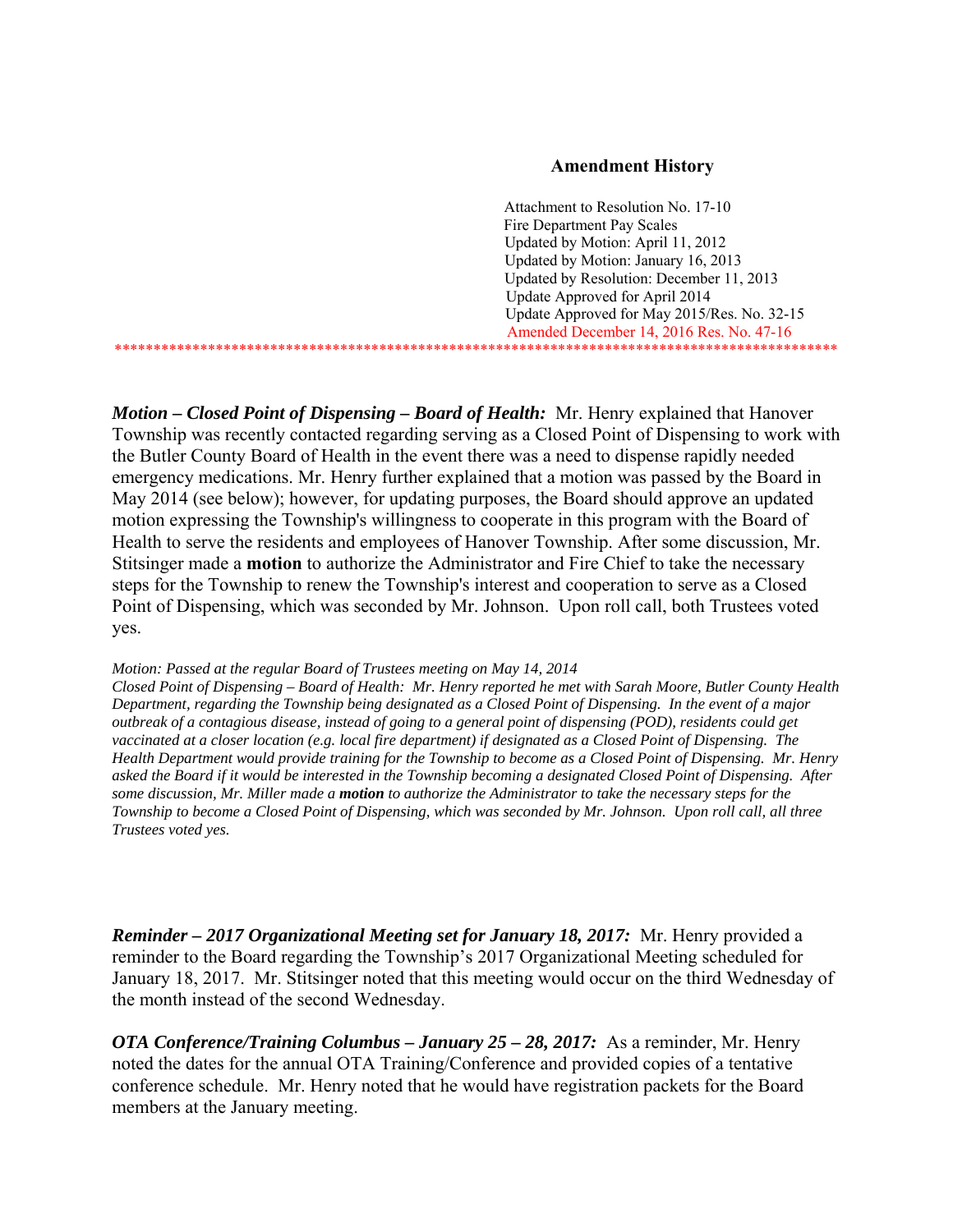**Amendment History**

Attachment to Resolution No. 17-10
Fire Department Pay Scales
Updated by Motion: April 11, 2012
Updated by Motion: January 16, 2013
Updated by Resolution: December 11, 2013
Update Approved for April 2014
Update Approved for May 2015/Res. No. 32-15
Amended December 14, 2016 Res. No. 47-16

*************************************************************************************************

***Motion – Closed Point of Dispensing – Board of Health:*** Mr. Henry explained that Hanover Township was recently contacted regarding serving as a Closed Point of Dispensing to work with the Butler County Board of Health in the event there was a need to dispense rapidly needed emergency medications. Mr. Henry further explained that a motion was passed by the Board in May 2014 (see below); however, for updating purposes, the Board should approve an updated motion expressing the Township's willingness to cooperate in this program with the Board of Health to serve the residents and employees of Hanover Township. After some discussion, Mr. Stitsinger made a **motion** to authorize the Administrator and Fire Chief to take the necessary steps for the Township to renew the Township's interest and cooperation to serve as a Closed Point of Dispensing, which was seconded by Mr. Johnson. Upon roll call, both Trustees voted yes.

*Motion: Passed at the regular Board of Trustees meeting on May 14, 2014*
*Closed Point of Dispensing – Board of Health: Mr. Henry reported he met with Sarah Moore, Butler County Health Department, regarding the Township being designated as a Closed Point of Dispensing. In the event of a major outbreak of a contagious disease, instead of going to a general point of dispensing (POD), residents could get vaccinated at a closer location (e.g. local fire department) if designated as a Closed Point of Dispensing. The Health Department would provide training for the Township to become as a Closed Point of Dispensing. Mr. Henry asked the Board if it would be interested in the Township becoming a designated Closed Point of Dispensing. After some discussion, Mr. Miller made a* ***motion*** *to authorize the Administrator to take the necessary steps for the Township to become a Closed Point of Dispensing, which was seconded by Mr. Johnson. Upon roll call, all three Trustees voted yes.*

***Reminder – 2017 Organizational Meeting set for January 18, 2017:*** Mr. Henry provided a reminder to the Board regarding the Township's 2017 Organizational Meeting scheduled for January 18, 2017. Mr. Stitsinger noted that this meeting would occur on the third Wednesday of the month instead of the second Wednesday.

***OTA Conference/Training Columbus – January 25 – 28, 2017:*** As a reminder, Mr. Henry noted the dates for the annual OTA Training/Conference and provided copies of a tentative conference schedule. Mr. Henry noted that he would have registration packets for the Board members at the January meeting.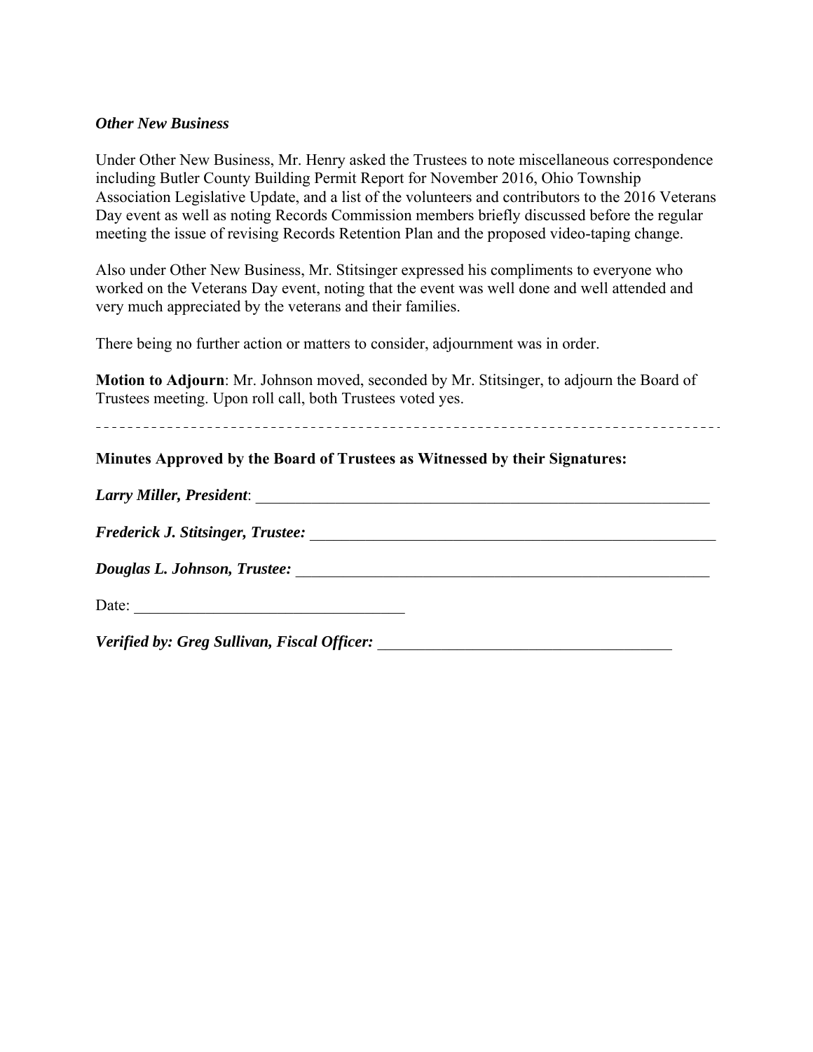***Other New Business***

Under Other New Business, Mr. Henry asked the Trustees to note miscellaneous correspondence including Butler County Building Permit Report for November 2016, Ohio Township Association Legislative Update, and a list of the volunteers and contributors to the 2016 Veterans Day event as well as noting Records Commission members briefly discussed before the regular meeting the issue of revising Records Retention Plan and the proposed video-taping change.

Also under Other New Business, Mr. Stitsinger expressed his compliments to everyone who worked on the Veterans Day event, noting that the event was well done and well attended and very much appreciated by the veterans and their families.

There being no further action or matters to consider, adjournment was in order.

**Motion to Adjourn**: Mr. Johnson moved, seconded by Mr. Stitsinger, to adjourn the Board of Trustees meeting. Upon roll call, both Trustees voted yes.

---

**Minutes Approved by the Board of Trustees as Witnessed by their Signatures:**

***Larry Miller, President***: ____________________________________________________________

***Frederick J. Stitsinger, Trustee:*** ____________________________________________________

***Douglas L. Johnson, Trustee:*** _______________________________________________________

Date: ___________________________________

***Verified by: Greg Sullivan, Fiscal Officer:*** _____________________________________